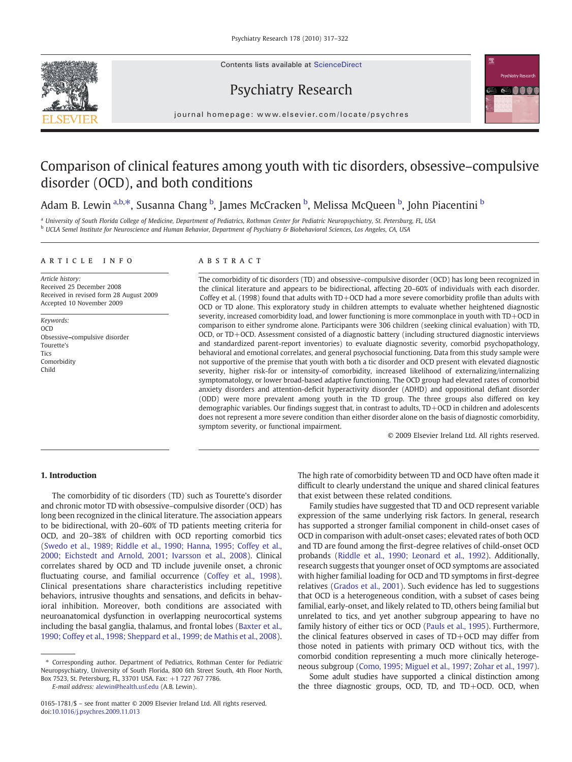# Comparison of clinical features among youth with tic disorders, obsessive–compulsive disorder (OCD), and both conditions

Adam B. Lewin [a,b,*], Susanna Chang [b], James McCracken [b], Melissa McQueen [b], John Piacentini [b]

[a] University of South Florida College of Medicine, Department of Pediatrics, Rothman Center for Pediatric Neuropsychiatry, St. Petersburg, FL, USA

[b] UCLA Semel Institute for Neuroscience and Human Behavior, Department of Psychiatry & Biobehavioral Sciences, Los Angeles, CA, USA

## ARTICLE INFO

*Article history:*
Received 25 December 2008
Received in revised form 28 August 2009
Accepted 10 November 2009

*Keywords:*
OCD
Obsessive–compulsive disorder
Tourette's
Tics
Comorbidity
Child

## ABSTRACT

The comorbidity of tic disorders (TD) and obsessive–compulsive disorder (OCD) has long been recognized in the clinical literature and appears to be bidirectional, affecting 20–60% of individuals with each disorder. Coffey et al. (1998) found that adults with TD+OCD had a more severe comorbidity profile than adults with OCD or TD alone. This exploratory study in children attempts to evaluate whether heightened diagnostic severity, increased comorbidity load, and lower functioning is more commonplace in youth with TD+OCD in comparison to either syndrome alone. Participants were 306 children (seeking clinical evaluation) with TD, OCD, or TD+OCD. Assessment consisted of a diagnostic battery (including structured diagnostic interviews and standardized parent-report inventories) to evaluate diagnostic severity, comorbid psychopathology, behavioral and emotional correlates, and general psychosocial functioning. Data from this study sample were not supportive of the premise that youth with both a tic disorder and OCD present with elevated diagnostic severity, higher risk-for or intensity-of comorbidity, increased likelihood of externalizing/internalizing symptomatology, or lower broad-based adaptive functioning. The OCD group had elevated rates of comorbid anxiety disorders and attention-deficit hyperactivity disorder (ADHD) and oppositional defiant disorder (ODD) were more prevalent among youth in the TD group. The three groups also differed on key demographic variables. Our findings suggest that, in contrast to adults, TD+OCD in children and adolescents does not represent a more severe condition than either disorder alone on the basis of diagnostic comorbidity, symptom severity, or functional impairment.

© 2009 Elsevier Ireland Ltd. All rights reserved.

## 1. Introduction

The comorbidity of tic disorders (TD) such as Tourette's disorder and chronic motor TD with obsessive–compulsive disorder (OCD) has long been recognized in the clinical literature. The association appears to be bidirectional, with 20–60% of TD patients meeting criteria for OCD, and 20–38% of children with OCD reporting comorbid tics (Swedo et al., 1989; Riddle et al., 1990; Hanna, 1995; Coffey et al., 2000; Eichstedt and Arnold, 2001; Ivarsson et al., 2008). Clinical correlates shared by OCD and TD include juvenile onset, a chronic fluctuating course, and familial occurrence (Coffey et al., 1998). Clinical presentations share characteristics including repetitive behaviors, intrusive thoughts and sensations, and deficits in behavioral inhibition. Moreover, both conditions are associated with neuroanatomical dysfunction in overlapping neurocortical systems including the basal ganglia, thalamus, and frontal lobes (Baxter et al., 1990; Coffey et al., 1998; Sheppard et al., 1999; de Mathis et al., 2008). The high rate of comorbidity between TD and OCD have often made it difficult to clearly understand the unique and shared clinical features that exist between these related conditions.

Family studies have suggested that TD and OCD represent variable expression of the same underlying risk factors. In general, research has supported a stronger familial component in child-onset cases of OCD in comparison with adult-onset cases; elevated rates of both OCD and TD are found among the first-degree relatives of child-onset OCD probands (Riddle et al., 1990; Leonard et al., 1992). Additionally, research suggests that younger onset of OCD symptoms are associated with higher familial loading for OCD and TD symptoms in first-degree relatives (Grados et al., 2001). Such evidence has led to suggestions that OCD is a heterogeneous condition, with a subset of cases being familial, early-onset, and likely related to TD, others being familial but unrelated to tics, and yet another subgroup appearing to have no family history of either tics or OCD (Pauls et al., 1995). Furthermore, the clinical features observed in cases of TD+OCD may differ from those noted in patients with primary OCD without tics, with the comorbid condition representing a much more clinically heterogeneous subgroup (Como, 1995; Miguel et al., 1997; Zohar et al., 1997).

Some adult studies have supported a clinical distinction among the three diagnostic groups, OCD, TD, and TD+OCD. OCD, when

\* Corresponding author. Department of Pediatrics, Rothman Center for Pediatric Neuropsychiatry, University of South Florida, 800 6th Street South, 4th Floor North, Box 7523, St. Petersburg, FL, 33701 USA. Fax: +1 727 767 7786.
*E-mail address:* alewin@health.usf.edu (A.B. Lewin).

0165-1781/$ – see front matter © 2009 Elsevier Ireland Ltd. All rights reserved.
doi:10.1016/j.psychres.2009.11.013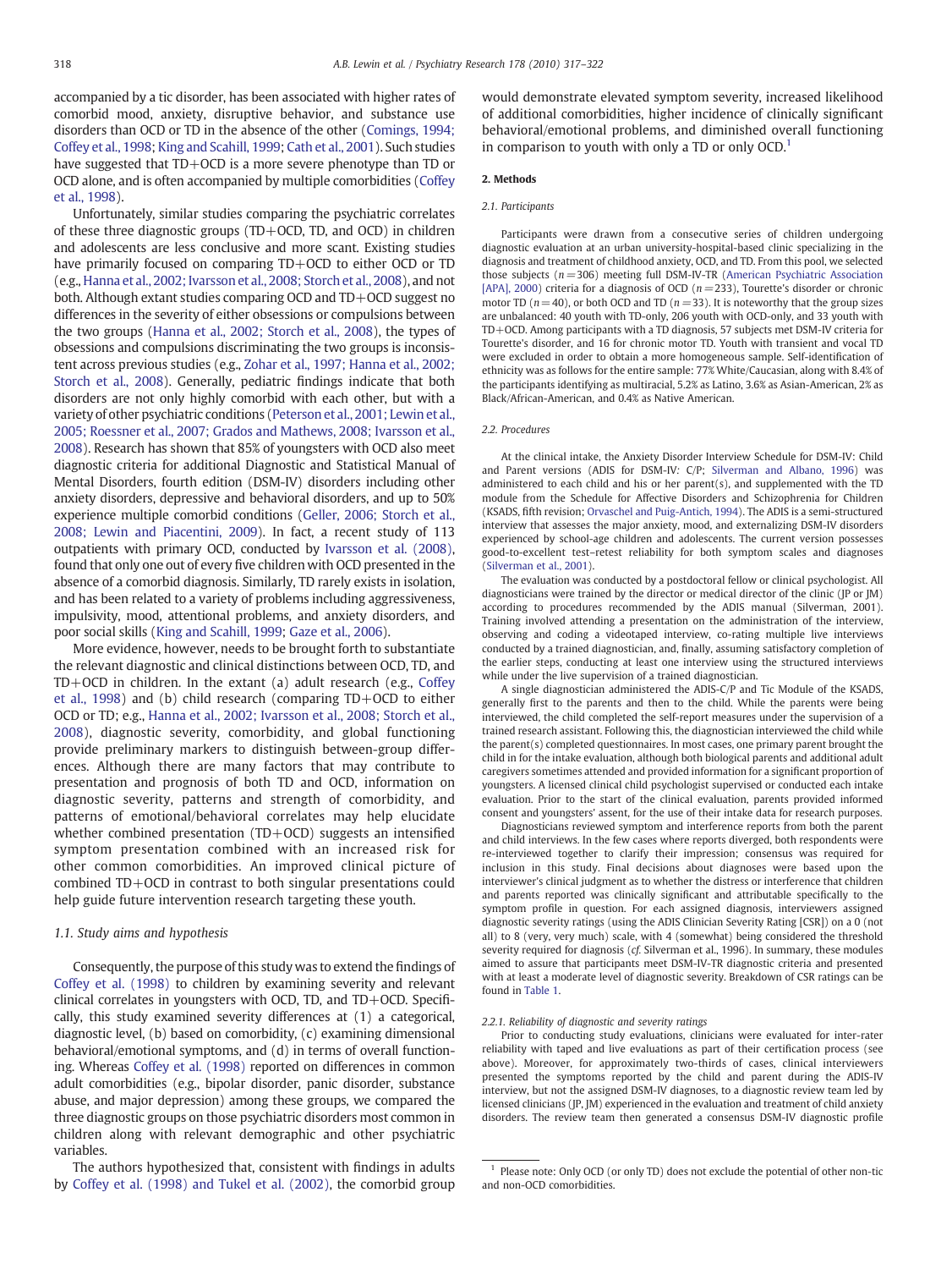accompanied by a tic disorder, has been associated with higher rates of comorbid mood, anxiety, disruptive behavior, and substance use disorders than OCD or TD in the absence of the other (Comings, 1994; Coffey et al., 1998; King and Scahill, 1999; Cath et al., 2001). Such studies have suggested that TD+OCD is a more severe phenotype than TD or OCD alone, and is often accompanied by multiple comorbidities (Coffey et al., 1998).

Unfortunately, similar studies comparing the psychiatric correlates of these three diagnostic groups (TD+OCD, TD, and OCD) in children and adolescents are less conclusive and more scant. Existing studies have primarily focused on comparing TD+OCD to either OCD or TD (e.g., Hanna et al., 2002; Ivarsson et al., 2008; Storch et al., 2008), and not both. Although extant studies comparing OCD and TD+OCD suggest no differences in the severity of either obsessions or compulsions between the two groups (Hanna et al., 2002; Storch et al., 2008), the types of obsessions and compulsions discriminating the two groups is inconsistent across previous studies (e.g., Zohar et al., 1997; Hanna et al., 2002; Storch et al., 2008). Generally, pediatric findings indicate that both disorders are not only highly comorbid with each other, but with a variety of other psychiatric conditions (Peterson et al., 2001; Lewin et al., 2005; Roessner et al., 2007; Grados and Mathews, 2008; Ivarsson et al., 2008). Research has shown that 85% of youngsters with OCD also meet diagnostic criteria for additional Diagnostic and Statistical Manual of Mental Disorders, fourth edition (DSM-IV) disorders including other anxiety disorders, depressive and behavioral disorders, and up to 50% experience multiple comorbid conditions (Geller, 2006; Storch et al., 2008; Lewin and Piacentini, 2009). In fact, a recent study of 113 outpatients with primary OCD, conducted by Ivarsson et al. (2008), found that only one out of every five children with OCD presented in the absence of a comorbid diagnosis. Similarly, TD rarely exists in isolation, and has been related to a variety of problems including aggressiveness, impulsivity, mood, attentional problems, and anxiety disorders, and poor social skills (King and Scahill, 1999; Gaze et al., 2006).

More evidence, however, needs to be brought forth to substantiate the relevant diagnostic and clinical distinctions between OCD, TD, and TD+OCD in children. In the extant (a) adult research (e.g., Coffey et al., 1998) and (b) child research (comparing TD+OCD to either OCD or TD; e.g., Hanna et al., 2002; Ivarsson et al., 2008; Storch et al., 2008), diagnostic severity, comorbidity, and global functioning provide preliminary markers to distinguish between-group differences. Although there are many factors that may contribute to presentation and prognosis of both TD and OCD, information on diagnostic severity, patterns and strength of comorbidity, and patterns of emotional/behavioral correlates may help elucidate whether combined presentation (TD+OCD) suggests an intensified symptom presentation combined with an increased risk for other common comorbidities. An improved clinical picture of combined TD+OCD in contrast to both singular presentations could help guide future intervention research targeting these youth.

### 1.1. Study aims and hypothesis

Consequently, the purpose of this study was to extend the findings of Coffey et al. (1998) to children by examining severity and relevant clinical correlates in youngsters with OCD, TD, and TD+OCD. Specifically, this study examined severity differences at (1) a categorical, diagnostic level, (b) based on comorbidity, (c) examining dimensional behavioral/emotional symptoms, and (d) in terms of overall functioning. Whereas Coffey et al. (1998) reported on differences in common adult comorbidities (e.g., bipolar disorder, panic disorder, substance abuse, and major depression) among these groups, we compared the three diagnostic groups on those psychiatric disorders most common in children along with relevant demographic and other psychiatric variables.

The authors hypothesized that, consistent with findings in adults by Coffey et al. (1998) and Tukel et al. (2002), the comorbid group would demonstrate elevated symptom severity, increased likelihood of additional comorbidities, higher incidence of clinically significant behavioral/emotional problems, and diminished overall functioning in comparison to youth with only a TD or only OCD.[1]

## 2. Methods

### 2.1. Participants

Participants were drawn from a consecutive series of children undergoing diagnostic evaluation at an urban university-hospital-based clinic specializing in the diagnosis and treatment of childhood anxiety, OCD, and TD. From this pool, we selected those subjects ($n = 306$) meeting full DSM-IV-TR (American Psychiatric Association [APA], 2000) criteria for a diagnosis of OCD ($n = 233$), Tourette's disorder or chronic motor TD ($n = 40$), or both OCD and TD ($n = 33$). It is noteworthy that the group sizes are unbalanced: 40 youth with TD-only, 206 youth with OCD-only, and 33 youth with TD+OCD. Among participants with a TD diagnosis, 57 subjects met DSM-IV criteria for Tourette's disorder, and 16 for chronic motor TD. Youth with transient and vocal TD were excluded in order to obtain a more homogeneous sample. Self-identification of ethnicity was as follows for the entire sample: 77% White/Caucasian, along with 8.4% of the participants identifying as multiracial, 5.2% as Latino, 3.6% as Asian-American, 2% as Black/African-American, and 0.4% as Native American.

### 2.2. Procedures

At the clinical intake, the Anxiety Disorder Interview Schedule for DSM-IV: Child and Parent versions (ADIS for DSM-IV: C/P; Silverman and Albano, 1996) was administered to each child and his or her parent(s), and supplemented with the TD module from the Schedule for Affective Disorders and Schizophrenia for Children (KSADS, fifth revision; Orvaschel and Puig-Antich, 1994). The ADIS is a semi-structured interview that assesses the major anxiety, mood, and externalizing DSM-IV disorders experienced by school-age children and adolescents. The current version possesses good-to-excellent test–retest reliability for both symptom scales and diagnoses (Silverman et al., 2001).

The evaluation was conducted by a postdoctoral fellow or clinical psychologist. All diagnosticians were trained by the director or medical director of the clinic (JP or JM) according to procedures recommended by the ADIS manual (Silverman, 2001). Training involved attending a presentation on the administration of the interview, observing and coding a videotaped interview, co-rating multiple live interviews conducted by a trained diagnostician, and, finally, assuming satisfactory completion of the earlier steps, conducting at least one interview using the structured interviews while under the live supervision of a trained diagnostician.

A single diagnostician administered the ADIS-C/P and Tic Module of the KSADS, generally first to the parents and then to the child. While the parents were being interviewed, the child completed the self-report measures under the supervision of a trained research assistant. Following this, the diagnostician interviewed the child while the parent(s) completed questionnaires. In most cases, one primary parent brought the child in for the intake evaluation, although both biological parents and additional adult caregivers sometimes attended and provided information for a significant proportion of youngsters. A licensed clinical child psychologist supervised or conducted each intake evaluation. Prior to the start of the clinical evaluation, parents provided informed consent and youngsters' assent, for the use of their intake data for research purposes.

Diagnosticians reviewed symptom and interference reports from both the parent and child interviews. In the few cases where reports diverged, both respondents were re-interviewed together to clarify their impression; consensus was required for inclusion in this study. Final decisions about diagnoses were based upon the interviewer's clinical judgment as to whether the distress or interference that children and parents reported was clinically significant and attributable specifically to the symptom profile in question. For each assigned diagnosis, interviewers assigned diagnostic severity ratings (using the ADIS Clinician Severity Rating [CSR]) on a 0 (not all) to 8 (very, very much) scale, with 4 (somewhat) being considered the threshold severity required for diagnosis (cf. Silverman et al., 1996). In summary, these modules aimed to assure that participants meet DSM-IV-TR diagnostic criteria and presented with at least a moderate level of diagnostic severity. Breakdown of CSR ratings can be found in Table 1.

#### 2.2.1. Reliability of diagnostic and severity ratings

Prior to conducting study evaluations, clinicians were evaluated for inter-rater reliability with taped and live evaluations as part of their certification process (see above). Moreover, for approximately two-thirds of cases, clinical interviewers presented the symptoms reported by the child and parent during the ADIS-IV interview, but not the assigned DSM-IV diagnoses, to a diagnostic review team led by licensed clinicians (JP, JM) experienced in the evaluation and treatment of child anxiety disorders. The review team then generated a consensus DSM-IV diagnostic profile

[1] Please note: Only OCD (or only TD) does not exclude the potential of other non-tic and non-OCD comorbidities.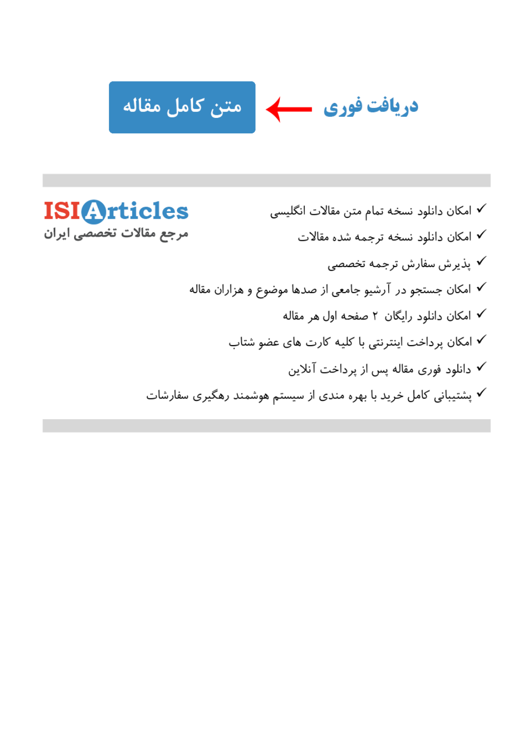دریافت فوری ← متن کامل مقاله

**ISIArticles**
مرجع مقالات تخصصی ایران

- ✓ امکان دانلود نسخه تمام متن مقالات انگلیسی
- ✓ امکان دانلود نسخه ترجمه شده مقالات
- ✓ پذیرش سفارش ترجمه تخصصی
- ✓ امکان جستجو در آرشیو جامعی از صدها موضوع و هزاران مقاله
- ✓ امکان دانلود رایگان ۲ صفحه اول هر مقاله
- ✓ امکان پرداخت اینترنتی با کلیه کارت های عضو شتاب
- ✓ دانلود فوری مقاله پس از پرداخت آنلاین
- ✓ پشتیبانی کامل خرید با بهره مندی از سیستم هوشمند رهگیری سفارشات